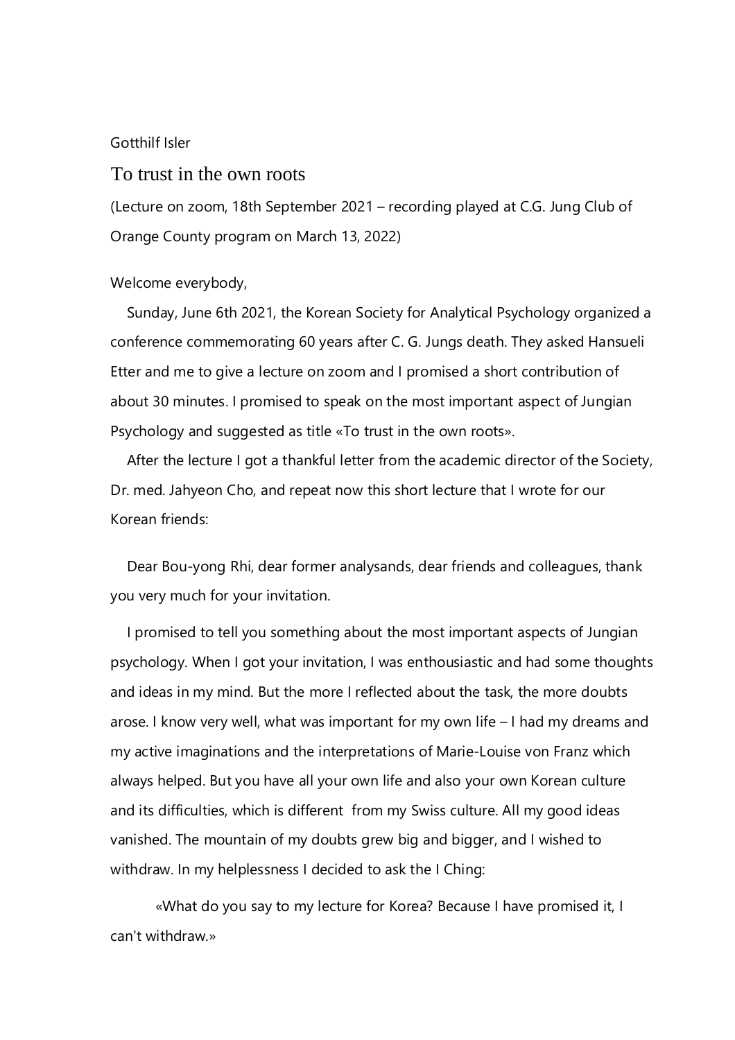Gotthilf Isler

# To trust in the own roots

(Lecture on zoom, 18th September 2021 – recording played at C.G. Jung Club of Orange County program on March 13, 2022)

Welcome everybody,

Sunday, June 6th 2021, the Korean Society for Analytical Psychology organized a conference commemorating 60 years after C. G. Jungs death. They asked Hansueli Etter and me to give a lecture on zoom and I promised a short contribution of about 30 minutes. I promised to speak on the most important aspect of Jungian Psychology and suggested as title «To trust in the own roots».

After the lecture I got a thankful letter from the academic director of the Society, Dr. med. Jahyeon Cho, and repeat now this short lecture that I wrote for our Korean friends:

Dear Bou-yong Rhi, dear former analysands, dear friends and colleagues, thank you very much for your invitation.

I promised to tell you something about the most important aspects of Jungian psychology. When I got your invitation, I was enthousiastic and had some thoughts and ideas in my mind. But the more I reflected about the task, the more doubts arose. I know very well, what was important for my own life – I had my dreams and my active imaginations and the interpretations of Marie-Louise von Franz which always helped. But you have all your own life and also your own Korean culture and its difficulties, which is different from my Swiss culture. All my good ideas vanished. The mountain of my doubts grew big and bigger, and I wished to withdraw. In my helplessness I decided to ask the I Ching:

«What do you say to my lecture for Korea? Because I have promised it, I can't withdraw.»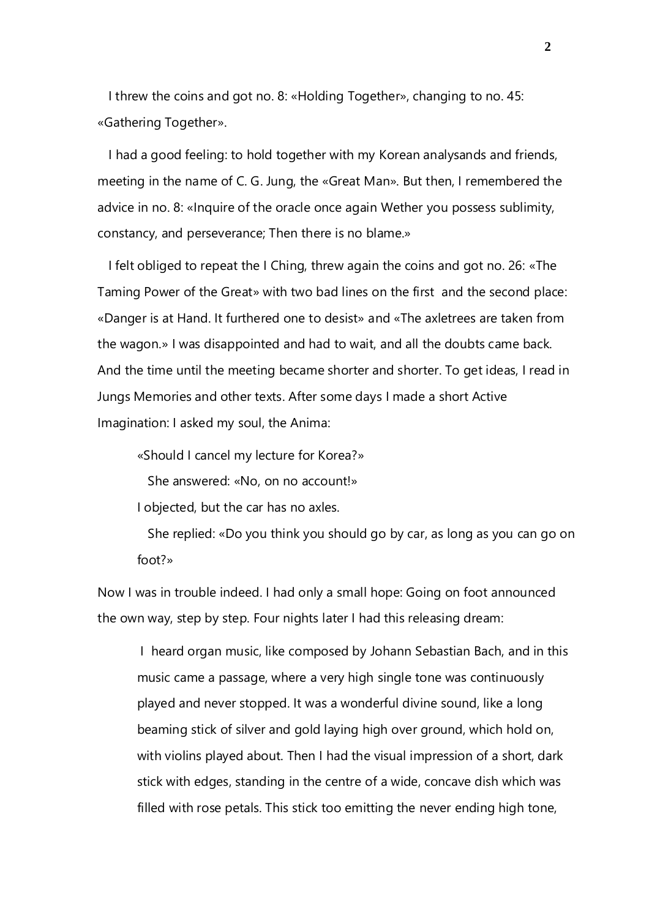I threw the coins and got no. 8: «Holding Together», changing to no. 45: «Gathering Together».

I had a good feeling: to hold together with my Korean analysands and friends, meeting in the name of C. G. Jung, the «Great Man». But then, I remembered the advice in no. 8: «Inquire of the oracle once again Wether you possess sublimity, constancy, and perseverance; Then there is no blame.»

I felt obliged to repeat the I Ching, threw again the coins and got no. 26: «The Taming Power of the Great» with two bad lines on the first and the second place: «Danger is at Hand. It furthered one to desist» and «The axletrees are taken from the wagon.» I was disappointed and had to wait, and all the doubts came back. And the time until the meeting became shorter and shorter. To get ideas, I read in Jungs Memories and other texts. After some days I made a short Active Imagination: I asked my soul, the Anima:

> «Should I cancel my lecture for Korea?»
>
> She answered: «No, on no account!»
>
> I objected, but the car has no axles.
>
> She replied: «Do you think you should go by car, as long as you can go on foot?»

Now I was in trouble indeed. I had only a small hope: Going on foot announced the own way, step by step. Four nights later I had this releasing dream:

> I heard organ music, like composed by Johann Sebastian Bach, and in this music came a passage, where a very high single tone was continuously played and never stopped. It was a wonderful divine sound, like a long beaming stick of silver and gold laying high over ground, which hold on, with violins played about. Then I had the visual impression of a short, dark stick with edges, standing in the centre of a wide, concave dish which was filled with rose petals. This stick too emitting the never ending high tone,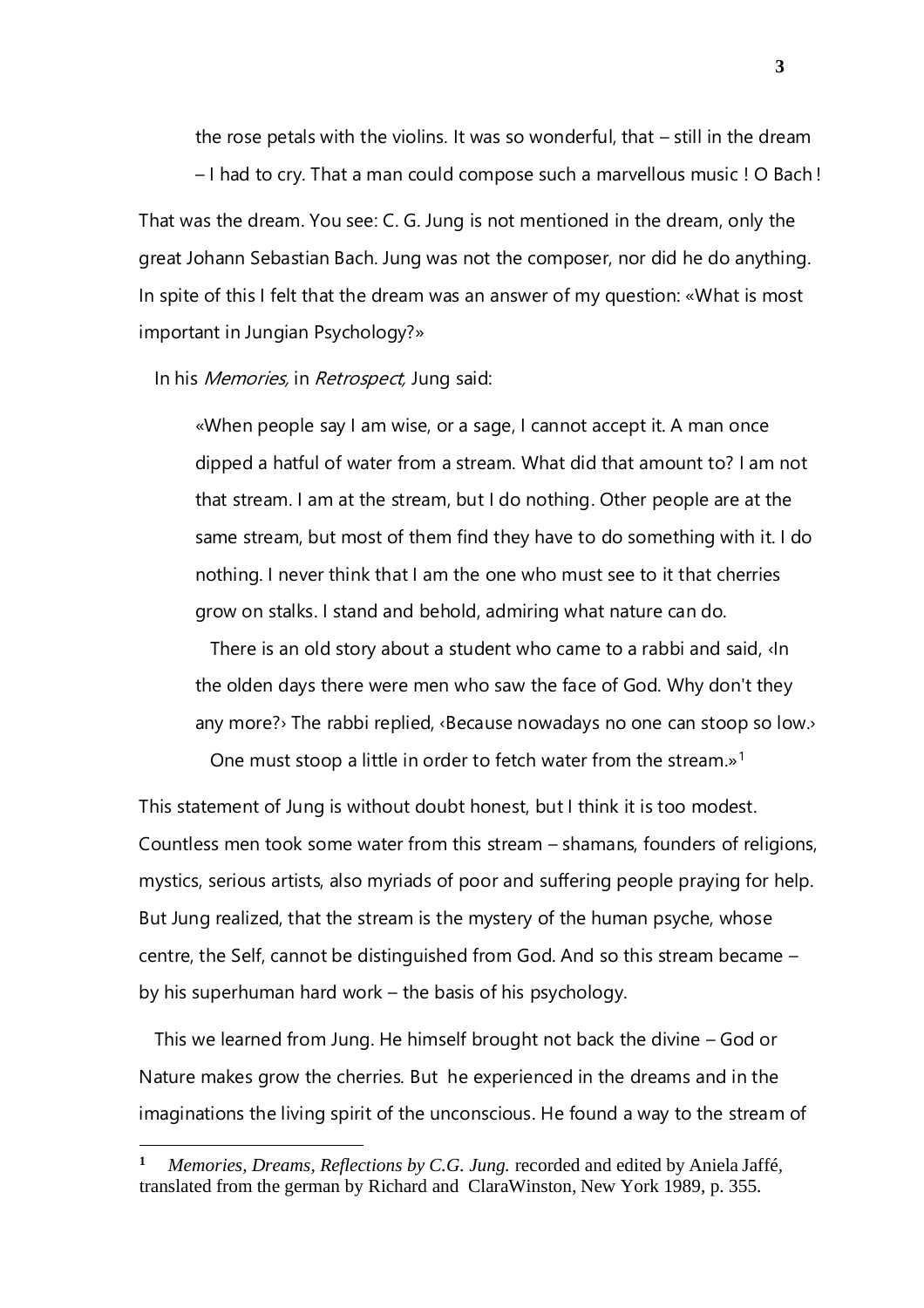the rose petals with the violins. It was so wonderful, that – still in the dream – I had to cry. That a man could compose such a marvellous music ! O Bach !

That was the dream. You see: C. G. Jung is not mentioned in the dream, only the great Johann Sebastian Bach. Jung was not the composer, nor did he do anything. In spite of this I felt that the dream was an answer of my question: «What is most important in Jungian Psychology?»

In his *Memories,* in *Retrospect,* Jung said:

> «When people say I am wise, or a sage, I cannot accept it. A man once dipped a hatful of water from a stream. What did that amount to? I am not that stream. I am at the stream, but I do nothing. Other people are at the same stream, but most of them find they have to do something with it. I do nothing. I never think that I am the one who must see to it that cherries grow on stalks. I stand and behold, admiring what nature can do.
>
> There is an old story about a student who came to a rabbi and said, ‹In the olden days there were men who saw the face of God. Why don't they any more?› The rabbi replied, ‹Because nowadays no one can stoop so low.›
>
> One must stoop a little in order to fetch water from the stream.»[1]

This statement of Jung is without doubt honest, but I think it is too modest. Countless men took some water from this stream – shamans, founders of religions, mystics, serious artists, also myriads of poor and suffering people praying for help. But Jung realized, that the stream is the mystery of the human psyche, whose centre, the Self, cannot be distinguished from God. And so this stream became – by his superhuman hard work – the basis of his psychology.

This we learned from Jung. He himself brought not back the divine – God or Nature makes grow the cherries. But he experienced in the dreams and in the imaginations the living spirit of the unconscious. He found a way to the stream of

---

[1] *Memories, Dreams, Reflections by C.G. Jung.* recorded and edited by Aniela Jaffé, translated from the german by Richard and ClaraWinston, New York 1989, p. 355.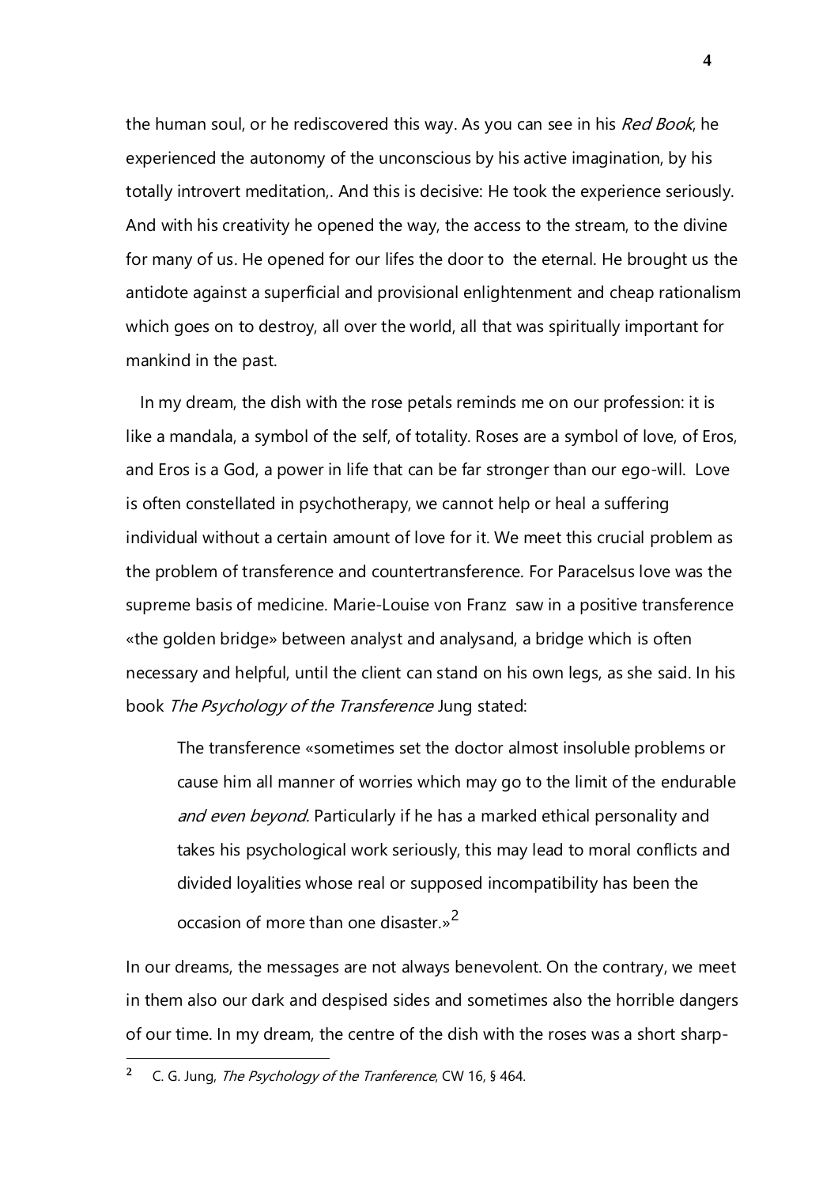the human soul, or he rediscovered this way. As you can see in his *Red Book*, he experienced the autonomy of the unconscious by his active imagination, by his totally introvert meditation,. And this is decisive: He took the experience seriously. And with his creativity he opened the way, the access to the stream, to the divine for many of us. He opened for our lifes the door to the eternal. He brought us the antidote against a superficial and provisional enlightenment and cheap rationalism which goes on to destroy, all over the world, all that was spiritually important for mankind in the past.

In my dream, the dish with the rose petals reminds me on our profession: it is like a mandala, a symbol of the self, of totality. Roses are a symbol of love, of Eros, and Eros is a God, a power in life that can be far stronger than our ego-will. Love is often constellated in psychotherapy, we cannot help or heal a suffering individual without a certain amount of love for it. We meet this crucial problem as the problem of transference and countertransference. For Paracelsus love was the supreme basis of medicine. Marie-Louise von Franz saw in a positive transference «the golden bridge» between analyst and analysand, a bridge which is often necessary and helpful, until the client can stand on his own legs, as she said. In his book *The Psychology of the Transference* Jung stated:

> The transference «sometimes set the doctor almost insoluble problems or cause him all manner of worries which may go to the limit of the endurable *and even beyond*. Particularly if he has a marked ethical personality and takes his psychological work seriously, this may lead to moral conflicts and divided loyalities whose real or supposed incompatibility has been the occasion of more than one disaster.»[2]

In our dreams, the messages are not always benevolent. On the contrary, we meet in them also our dark and despised sides and sometimes also the horrible dangers of our time. In my dream, the centre of the dish with the roses was a short sharp-

---

[2] C. G. Jung, *The Psychology of the Tranference*, CW 16, § 464.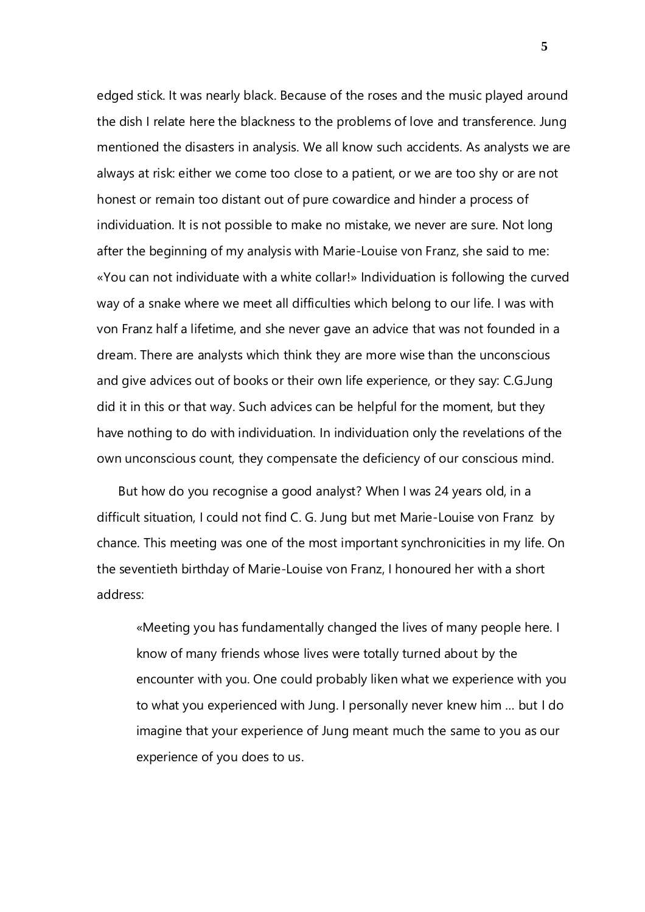edged stick. It was nearly black. Because of the roses and the music played around the dish I relate here the blackness to the problems of love and transference. Jung mentioned the disasters in analysis. We all know such accidents. As analysts we are always at risk: either we come too close to a patient, or we are too shy or are not honest or remain too distant out of pure cowardice and hinder a process of individuation. It is not possible to make no mistake, we never are sure. Not long after the beginning of my analysis with Marie-Louise von Franz, she said to me: «You can not individuate with a white collar!» Individuation is following the curved way of a snake where we meet all difficulties which belong to our life. I was with von Franz half a lifetime, and she never gave an advice that was not founded in a dream. There are analysts which think they are more wise than the unconscious and give advices out of books or their own life experience, or they say: C.G.Jung did it in this or that way. Such advices can be helpful for the moment, but they have nothing to do with individuation. In individuation only the revelations of the own unconscious count, they compensate the deficiency of our conscious mind.

But how do you recognise a good analyst? When I was 24 years old, in a difficult situation, I could not find C. G. Jung but met Marie-Louise von Franz by chance. This meeting was one of the most important synchronicities in my life. On the seventieth birthday of Marie-Louise von Franz, I honoured her with a short address:

> «Meeting you has fundamentally changed the lives of many people here. I know of many friends whose lives were totally turned about by the encounter with you. One could probably liken what we experience with you to what you experienced with Jung. I personally never knew him … but I do imagine that your experience of Jung meant much the same to you as our experience of you does to us.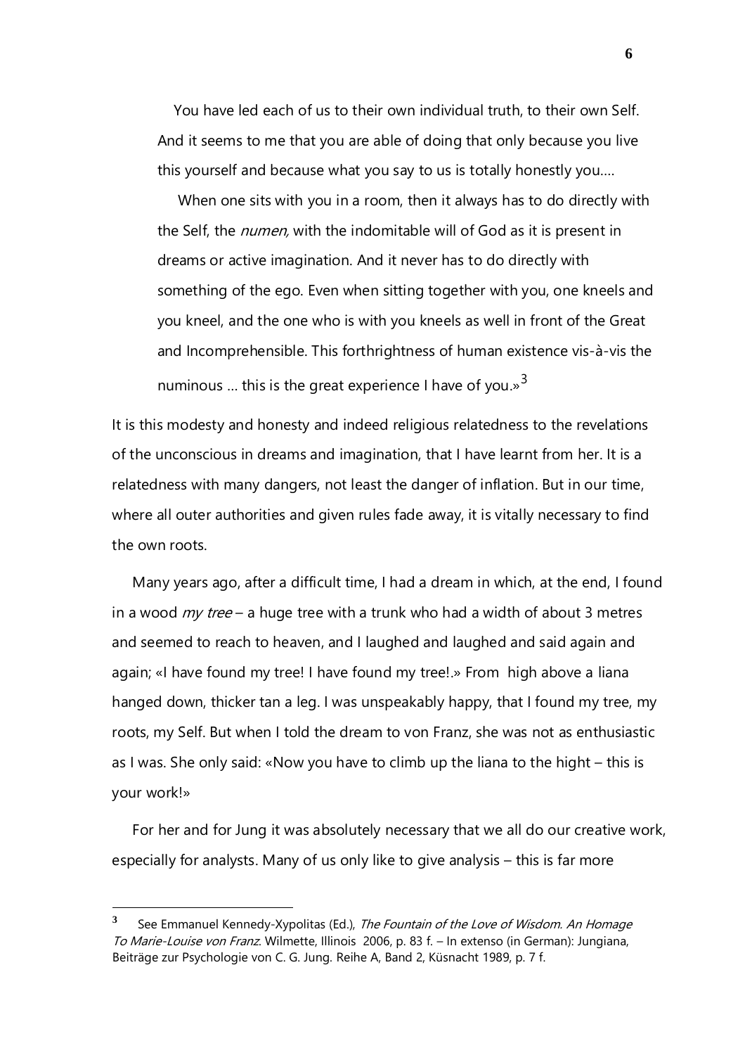> You have led each of us to their own individual truth, to their own Self. And it seems to me that you are able of doing that only because you live this yourself and because what you say to us is totally honestly you....
>
> When one sits with you in a room, then it always has to do directly with the Self, the *numen,* with the indomitable will of God as it is present in dreams or active imagination. And it never has to do directly with something of the ego. Even when sitting together with you, one kneels and you kneel, and the one who is with you kneels as well in front of the Great and Incomprehensible. This forthrightness of human existence vis-à-vis the numinous ... this is the great experience I have of you.»[3]

It is this modesty and honesty and indeed religious relatedness to the revelations of the unconscious in dreams and imagination, that I have learnt from her. It is a relatedness with many dangers, not least the danger of inflation. But in our time, where all outer authorities and given rules fade away, it is vitally necessary to find the own roots.

Many years ago, after a difficult time, I had a dream in which, at the end, I found in a wood *my tree* – a huge tree with a trunk who had a width of about 3 metres and seemed to reach to heaven, and I laughed and laughed and said again and again; «I have found my tree! I have found my tree!.» From high above a liana hanged down, thicker tan a leg. I was unspeakably happy, that I found my tree, my roots, my Self. But when I told the dream to von Franz, she was not as enthusiastic as I was. She only said: «Now you have to climb up the liana to the hight – this is your work!»

For her and for Jung it was absolutely necessary that we all do our creative work, especially for analysts. Many of us only like to give analysis – this is far more

---

[3] See Emmanuel Kennedy-Xypolitas (Ed.), *The Fountain of the Love of Wisdom. An Homage To Marie-Louise von Franz*. Wilmette, Illinois 2006, p. 83 f. – In extenso (in German): Jungiana, Beiträge zur Psychologie von C. G. Jung. Reihe A, Band 2, Küsnacht 1989, p. 7 f.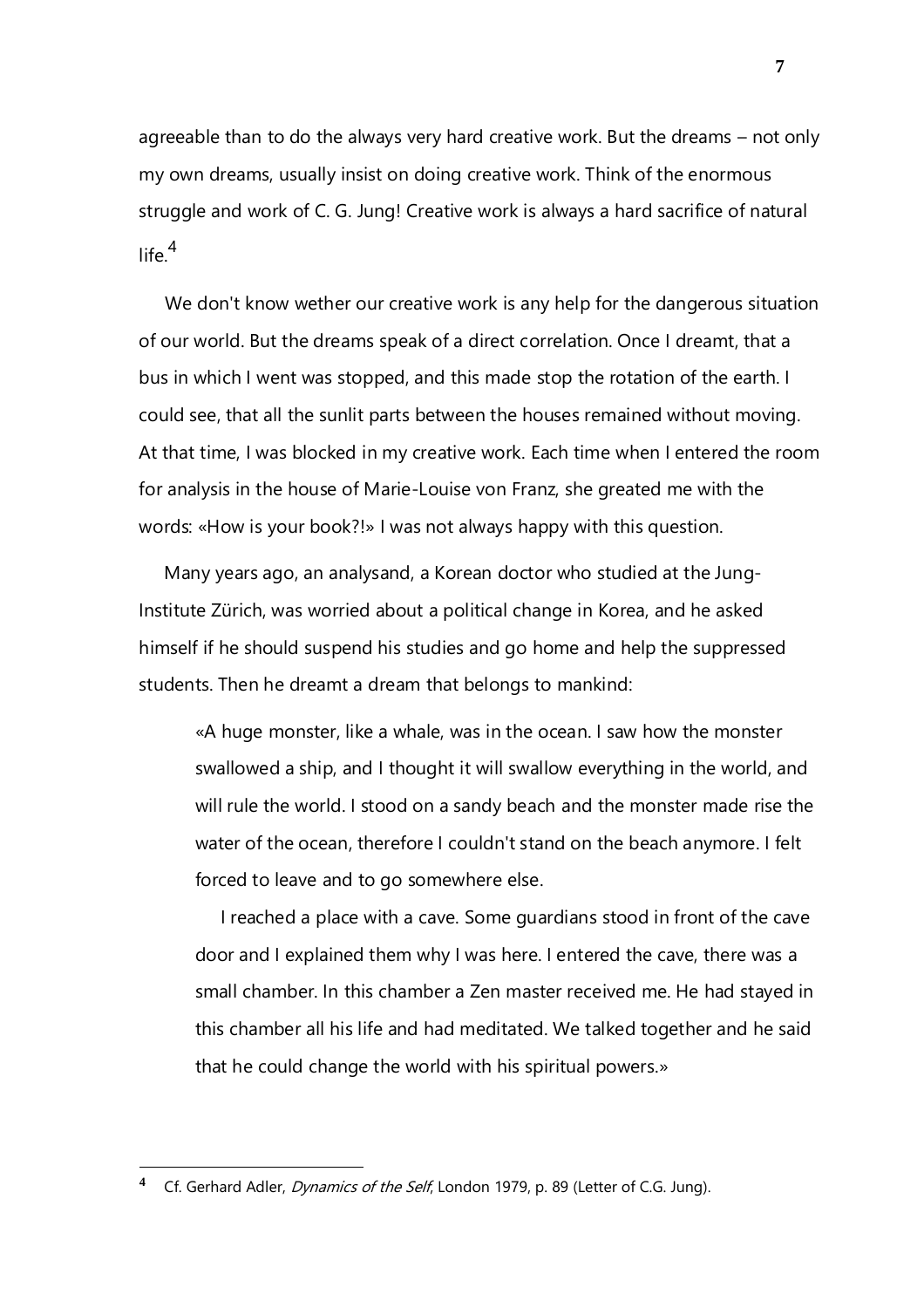agreeable than to do the always very hard creative work. But the dreams – not only my own dreams, usually insist on doing creative work. Think of the enormous struggle and work of C. G. Jung! Creative work is always a hard sacrifice of natural life.[4]

We don't know wether our creative work is any help for the dangerous situation of our world. But the dreams speak of a direct correlation. Once I dreamt, that a bus in which I went was stopped, and this made stop the rotation of the earth. I could see, that all the sunlit parts between the houses remained without moving. At that time, I was blocked in my creative work. Each time when I entered the room for analysis in the house of Marie-Louise von Franz, she greated me with the words: «How is your book?!» I was not always happy with this question.

Many years ago, an analysand, a Korean doctor who studied at the Jung-Institute Zürich, was worried about a political change in Korea, and he asked himself if he should suspend his studies and go home and help the suppressed students. Then he dreamt a dream that belongs to mankind:

> «A huge monster, like a whale, was in the ocean. I saw how the monster swallowed a ship, and I thought it will swallow everything in the world, and will rule the world. I stood on a sandy beach and the monster made rise the water of the ocean, therefore I couldn't stand on the beach anymore. I felt forced to leave and to go somewhere else.
>
> I reached a place with a cave. Some guardians stood in front of the cave door and I explained them why I was here. I entered the cave, there was a small chamber. In this chamber a Zen master received me. He had stayed in this chamber all his life and had meditated. We talked together and he said that he could change the world with his spiritual powers.»

---

[4] Cf. Gerhard Adler, *Dynamics of the Self*, London 1979, p. 89 (Letter of C.G. Jung).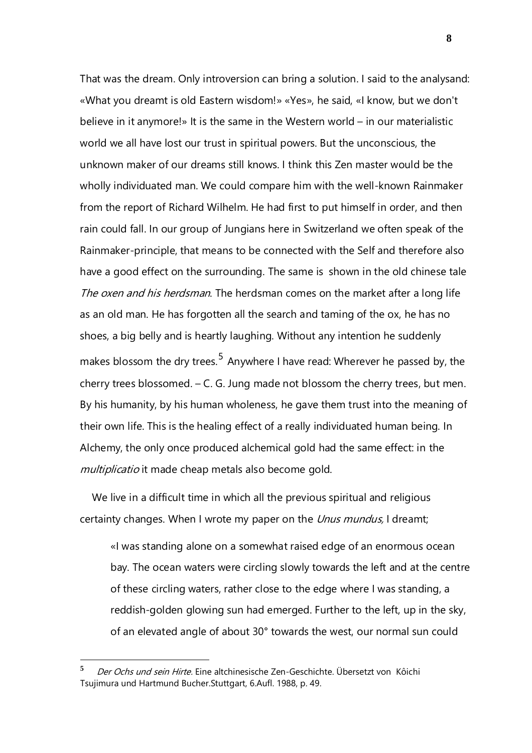That was the dream. Only introversion can bring a solution. I said to the analysand: «What you dreamt is old Eastern wisdom!» «Yes», he said, «I know, but we don't believe in it anymore!» It is the same in the Western world – in our materialistic world we all have lost our trust in spiritual powers. But the unconscious, the unknown maker of our dreams still knows. I think this Zen master would be the wholly individuated man. We could compare him with the well-known Rainmaker from the report of Richard Wilhelm. He had first to put himself in order, and then rain could fall. In our group of Jungians here in Switzerland we often speak of the Rainmaker-principle, that means to be connected with the Self and therefore also have a good effect on the surrounding. The same is shown in the old chinese tale *The oxen and his herdsman*. The herdsman comes on the market after a long life as an old man. He has forgotten all the search and taming of the ox, he has no shoes, a big belly and is heartly laughing. Without any intention he suddenly makes blossom the dry trees.[5] Anywhere I have read: Wherever he passed by, the cherry trees blossomed. – C. G. Jung made not blossom the cherry trees, but men. By his humanity, by his human wholeness, he gave them trust into the meaning of their own life. This is the healing effect of a really individuated human being. In Alchemy, the only once produced alchemical gold had the same effect: in the *multiplicatio* it made cheap metals also become gold.

We live in a difficult time in which all the previous spiritual and religious certainty changes. When I wrote my paper on the *Unus mundus,* I dreamt;

> «I was standing alone on a somewhat raised edge of an enormous ocean bay. The ocean waters were circling slowly towards the left and at the centre of these circling waters, rather close to the edge where I was standing, a reddish-golden glowing sun had emerged. Further to the left, up in the sky, of an elevated angle of about 30° towards the west, our normal sun could

---

[5] *Der Ochs und sein Hirte.* Eine altchinesische Zen-Geschichte. Übersetzt von Kôichi Tsujimura und Hartmund Bucher.Stuttgart, 6.Aufl. 1988, p. 49.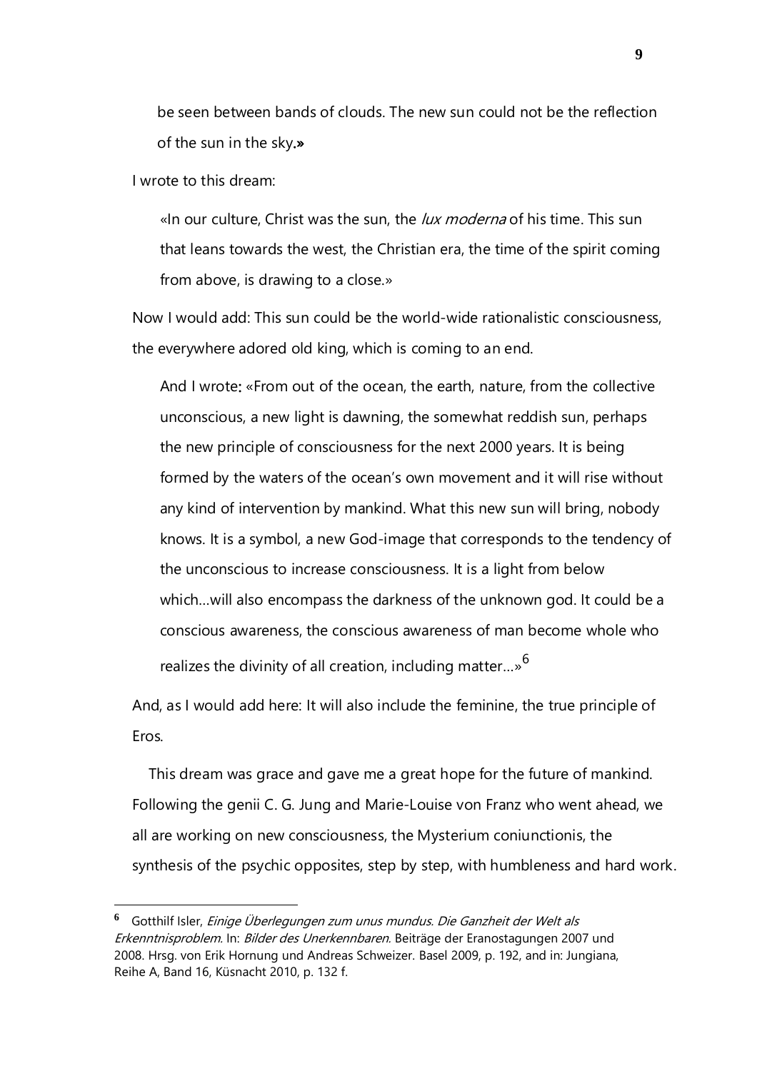be seen between bands of clouds. The new sun could not be the reflection of the sun in the sky.»

I wrote to this dream:

> «In our culture, Christ was the sun, the *lux moderna* of his time. This sun that leans towards the west, the Christian era, the time of the spirit coming from above, is drawing to a close.»

Now I would add: This sun could be the world-wide rationalistic consciousness, the everywhere adored old king, which is coming to an end.

> And I wrote: «From out of the ocean, the earth, nature, from the collective unconscious, a new light is dawning, the somewhat reddish sun, perhaps the new principle of consciousness for the next 2000 years. It is being formed by the waters of the ocean's own movement and it will rise without any kind of intervention by mankind. What this new sun will bring, nobody knows. It is a symbol, a new God-image that corresponds to the tendency of the unconscious to increase consciousness. It is a light from below which…will also encompass the darkness of the unknown god. It could be a conscious awareness, the conscious awareness of man become whole who realizes the divinity of all creation, including matter…»[6]

And, as I would add here: It will also include the feminine, the true principle of Eros.

This dream was grace and gave me a great hope for the future of mankind. Following the genii C. G. Jung and Marie-Louise von Franz who went ahead, we all are working on new consciousness, the Mysterium coniunctionis, the synthesis of the psychic opposites, step by step, with humbleness and hard work.

---

[6] Gotthilf Isler, *Einige Überlegungen zum unus mundus. Die Ganzheit der Welt als Erkenntnisproblem.* In: *Bilder des Unerkennbaren.* Beiträge der Eranostagungen 2007 und 2008. Hrsg. von Erik Hornung und Andreas Schweizer. Basel 2009, p. 192, and in: Jungiana, Reihe A, Band 16, Küsnacht 2010, p. 132 f.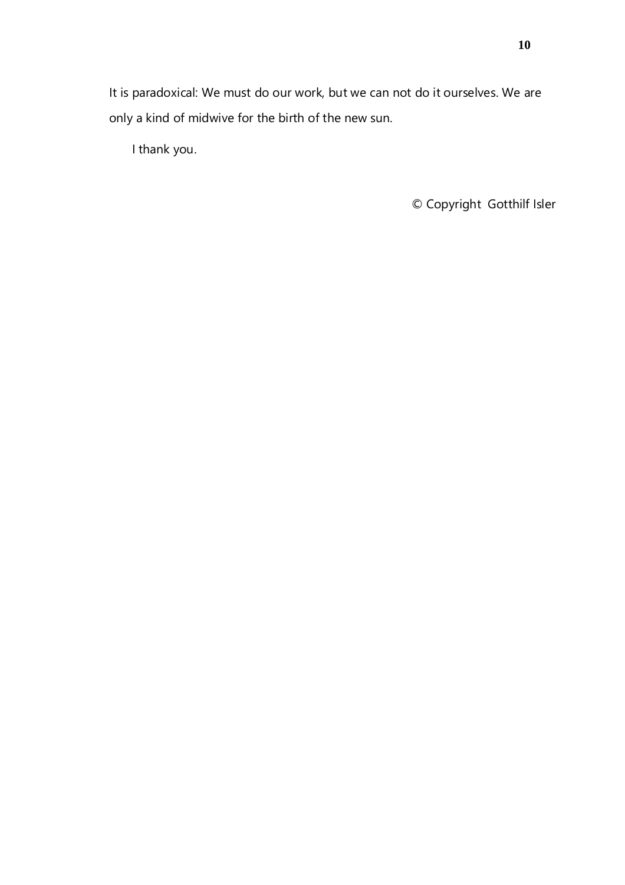It is paradoxical: We must do our work, but we can not do it ourselves. We are only a kind of midwive for the birth of the new sun.

I thank you.

© Copyright Gotthilf Isler